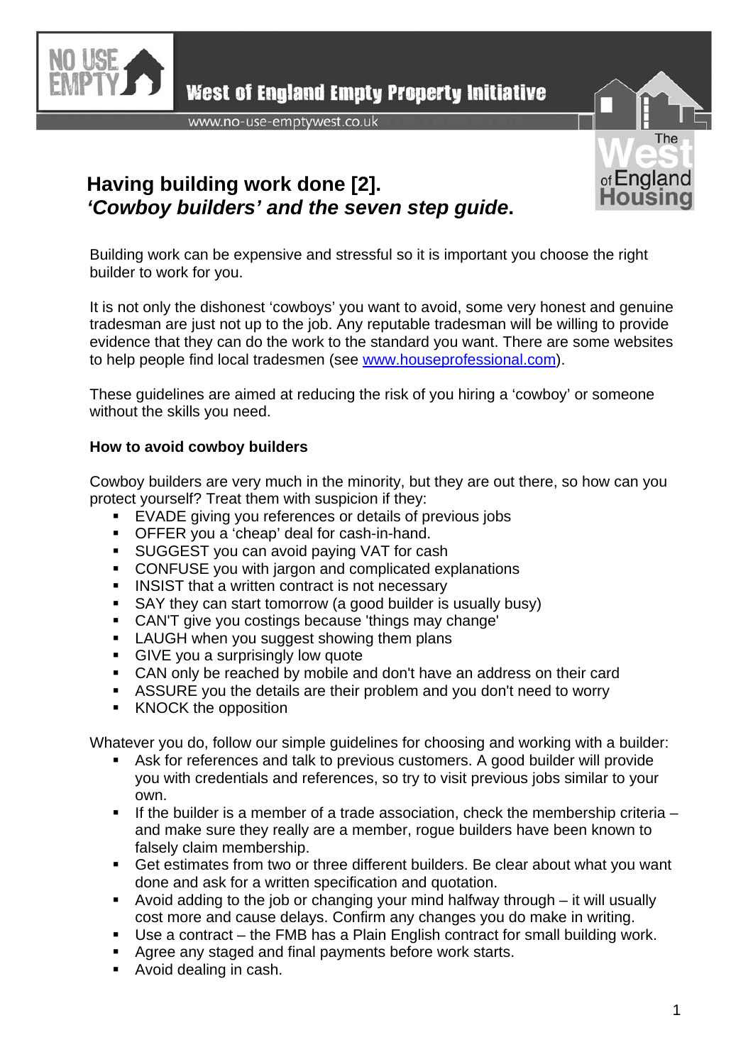West of England Empty Property Initiative

www.no-use-emptywest.co.uk

# Having building work done [2].
# *'Cowboy builders' and the seven step guide*.

Building work can be expensive and stressful so it is important you choose the right builder to work for you.

It is not only the dishonest 'cowboys' you want to avoid, some very honest and genuine tradesman are just not up to the job. Any reputable tradesman will be willing to provide evidence that they can do the work to the standard you want. There are some websites to help people find local tradesmen (see www.houseprofessional.com).

These guidelines are aimed at reducing the risk of you hiring a 'cowboy' or someone without the skills you need.

**How to avoid cowboy builders**

Cowboy builders are very much in the minority, but they are out there, so how can you protect yourself? Treat them with suspicion if they:

- EVADE giving you references or details of previous jobs
- OFFER you a 'cheap' deal for cash-in-hand.
- SUGGEST you can avoid paying VAT for cash
- CONFUSE you with jargon and complicated explanations
- INSIST that a written contract is not necessary
- SAY they can start tomorrow (a good builder is usually busy)
- CAN'T give you costings because 'things may change'
- LAUGH when you suggest showing them plans
- GIVE you a surprisingly low quote
- CAN only be reached by mobile and don't have an address on their card
- ASSURE you the details are their problem and you don't need to worry
- KNOCK the opposition

Whatever you do, follow our simple guidelines for choosing and working with a builder:

- Ask for references and talk to previous customers. A good builder will provide you with credentials and references, so try to visit previous jobs similar to your own.
- If the builder is a member of a trade association, check the membership criteria – and make sure they really are a member, rogue builders have been known to falsely claim membership.
- Get estimates from two or three different builders. Be clear about what you want done and ask for a written specification and quotation.
- Avoid adding to the job or changing your mind halfway through – it will usually cost more and cause delays. Confirm any changes you do make in writing.
- Use a contract – the FMB has a Plain English contract for small building work.
- Agree any staged and final payments before work starts.
- Avoid dealing in cash.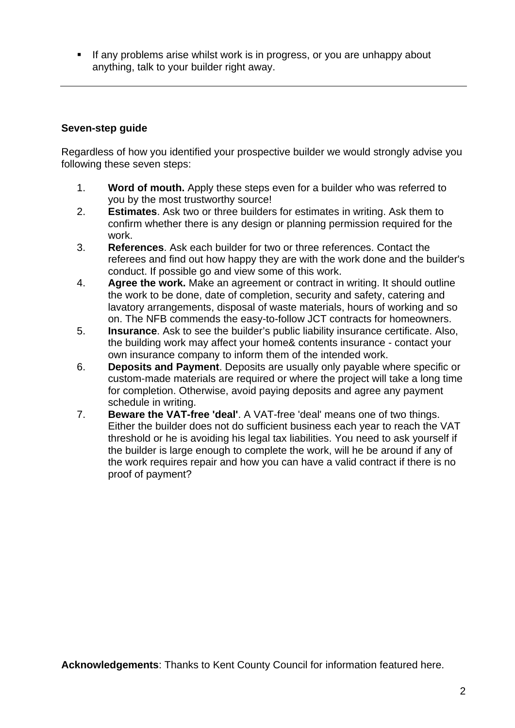- If any problems arise whilst work is in progress, or you are unhappy about anything, talk to your builder right away.

---

**Seven-step guide**

Regardless of how you identified your prospective builder we would strongly advise you following these seven steps:

1. **Word of mouth.** Apply these steps even for a builder who was referred to you by the most trustworthy source!
2. **Estimates**. Ask two or three builders for estimates in writing. Ask them to confirm whether there is any design or planning permission required for the work.
3. **References**. Ask each builder for two or three references. Contact the referees and find out how happy they are with the work done and the builder's conduct. If possible go and view some of this work.
4. **Agree the work.** Make an agreement or contract in writing. It should outline the work to be done, date of completion, security and safety, catering and lavatory arrangements, disposal of waste materials, hours of working and so on. The NFB commends the easy-to-follow JCT contracts for homeowners.
5. **Insurance**. Ask to see the builder's public liability insurance certificate. Also, the building work may affect your home& contents insurance - contact your own insurance company to inform them of the intended work.
6. **Deposits and Payment**. Deposits are usually only payable where specific or custom-made materials are required or where the project will take a long time for completion. Otherwise, avoid paying deposits and agree any payment schedule in writing.
7. **Beware the VAT-free 'deal'**. A VAT-free 'deal' means one of two things. Either the builder does not do sufficient business each year to reach the VAT threshold or he is avoiding his legal tax liabilities. You need to ask yourself if the builder is large enough to complete the work, will he be around if any of the work requires repair and how you can have a valid contract if there is no proof of payment?

**Acknowledgements**: Thanks to Kent County Council for information featured here.